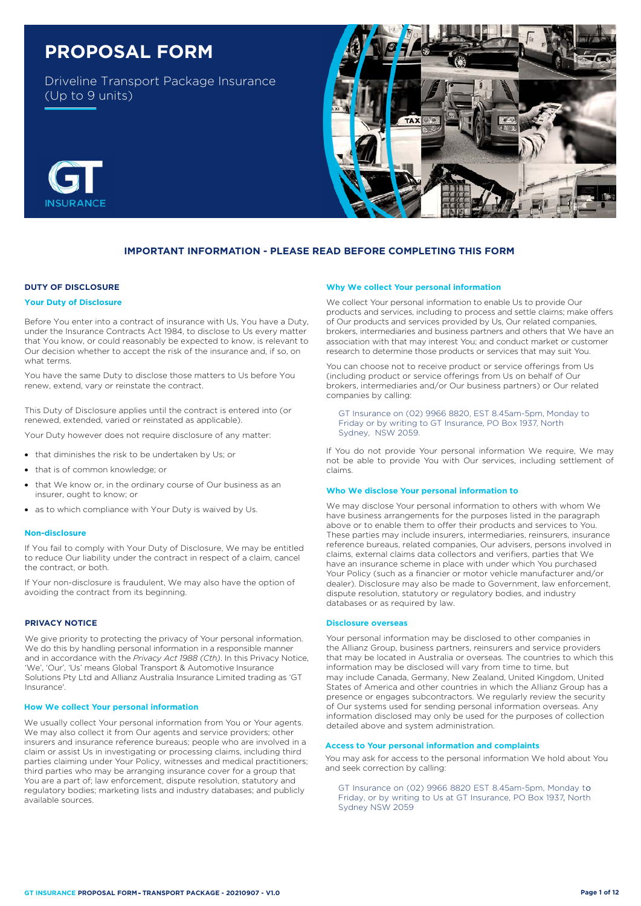# PROPOSAL FORM

Driveline Transport Package Insurance (Up to 9 units)

GT INSURANCE

## IMPORTANT INFORMATION - PLEASE READ BEFORE COMPLETING THIS FORM

### DUTY OF DISCLOSURE

**Your Duty of Disclosure**

Before You enter into a contract of insurance with Us, You have a Duty, under the Insurance Contracts Act 1984, to disclose to Us every matter that You know, or could reasonably be expected to know, is relevant to Our decision whether to accept the risk of the insurance and, if so, on what terms.

You have the same Duty to disclose those matters to Us before You renew, extend, vary or reinstate the contract.

This Duty of Disclosure applies until the contract is entered into (or renewed, extended, varied or reinstated as applicable).

Your Duty however does not require disclosure of any matter:

- that diminishes the risk to be undertaken by Us; or
- that is of common knowledge; or
- that We know or, in the ordinary course of Our business as an insurer, ought to know; or
- as to which compliance with Your Duty is waived by Us.

**Non-disclosure**

If You fail to comply with Your Duty of Disclosure, We may be entitled to reduce Our liability under the contract in respect of a claim, cancel the contract, or both.

If Your non-disclosure is fraudulent, We may also have the option of avoiding the contract from its beginning.

### PRIVACY NOTICE

We give priority to protecting the privacy of Your personal information. We do this by handling personal information in a responsible manner and in accordance with the *Privacy Act 1988 (Cth)*. In this Privacy Notice, 'We', 'Our', 'Us' means Global Transport & Automotive Insurance Solutions Pty Ltd and Allianz Australia Insurance Limited trading as 'GT Insurance'.

**How We collect Your personal information**

We usually collect Your personal information from You or Your agents. We may also collect it from Our agents and service providers; other insurers and insurance reference bureaus; people who are involved in a claim or assist Us in investigating or processing claims, including third parties claiming under Your Policy, witnesses and medical practitioners; third parties who may be arranging insurance cover for a group that You are a part of; law enforcement, dispute resolution, statutory and regulatory bodies; marketing lists and industry databases; and publicly available sources.

**Why We collect Your personal information**

We collect Your personal information to enable Us to provide Our products and services, including to process and settle claims; make offers of Our products and services provided by Us, Our related companies, brokers, intermediaries and business partners and others that We have an association with that may interest You; and conduct market or customer research to determine those products or services that may suit You.

You can choose not to receive product or service offerings from Us (including product or service offerings from Us on behalf of Our brokers, intermediaries and/or Our business partners) or Our related companies by calling:

GT Insurance on (02) 9966 8820, EST 8.45am-5pm, Monday to Friday or by writing to GT Insurance, PO Box 1937, North Sydney, NSW 2059.

If You do not provide Your personal information We require, We may not be able to provide You with Our services, including settlement of claims.

**Who We disclose Your personal information to**

We may disclose Your personal information to others with whom We have business arrangements for the purposes listed in the paragraph above or to enable them to offer their products and services to You. These parties may include insurers, intermediaries, reinsurers, insurance reference bureaus, related companies, Our advisers, persons involved in claims, external claims data collectors and verifiers, parties that We have an insurance scheme in place with under which You purchased Your Policy (such as a financier or motor vehicle manufacturer and/or dealer). Disclosure may also be made to Government, law enforcement, dispute resolution, statutory or regulatory bodies, and industry databases or as required by law.

**Disclosure overseas**

Your personal information may be disclosed to other companies in the Allianz Group, business partners, reinsurers and service providers that may be located in Australia or overseas. The countries to which this information may be disclosed will vary from time to time, but may include Canada, Germany, New Zealand, United Kingdom, United States of America and other countries in which the Allianz Group has a presence or engages subcontractors. We regularly review the security of Our systems used for sending personal information overseas. Any information disclosed may only be used for the purposes of collection detailed above and system administration.

**Access to Your personal information and complaints**

You may ask for access to the personal information We hold about You and seek correction by calling:

GT Insurance on (02) 9966 8820 EST 8.45am-5pm, Monday to Friday, or by writing to Us at GT Insurance, PO Box 1937, North Sydney NSW 2059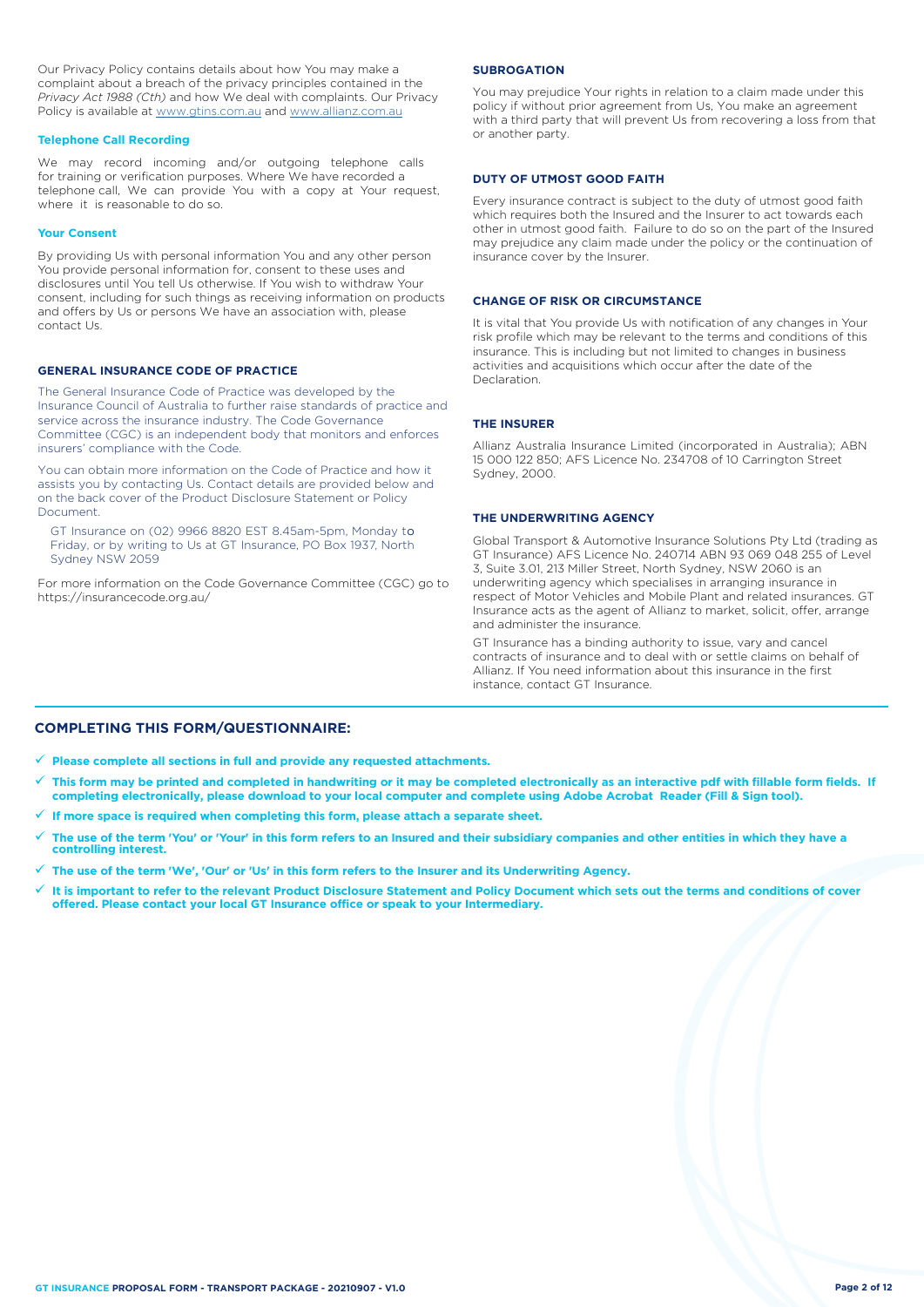Our Privacy Policy contains details about how You may make a complaint about a breach of the privacy principles contained in the *Privacy Act 1988 (Cth)* and how We deal with complaints. Our Privacy Policy is available at www.gtins.com.au and www.allianz.com.au

**Telephone Call Recording**

We may record incoming and/or outgoing telephone calls for training or verification purposes. Where We have recorded a telephone call, We can provide You with a copy at Your request, where it is reasonable to do so.

**Your Consent**

By providing Us with personal information You and any other person You provide personal information for, consent to these uses and disclosures until You tell Us otherwise. If You wish to withdraw Your consent, including for such things as receiving information on products and offers by Us or persons We have an association with, please contact Us.

### GENERAL INSURANCE CODE OF PRACTICE

The General Insurance Code of Practice was developed by the Insurance Council of Australia to further raise standards of practice and service across the insurance industry. The Code Governance Committee (CGC) is an independent body that monitors and enforces insurers' compliance with the Code.

You can obtain more information on the Code of Practice and how it assists you by contacting Us. Contact details are provided below and on the back cover of the Product Disclosure Statement or Policy Document.

GT Insurance on (02) 9966 8820 EST 8.45am-5pm, Monday to Friday, or by writing to Us at GT Insurance, PO Box 1937, North Sydney NSW 2059

For more information on the Code Governance Committee (CGC) go to https://insurancecode.org.au/

### SUBROGATION

You may prejudice Your rights in relation to a claim made under this policy if without prior agreement from Us, You make an agreement with a third party that will prevent Us from recovering a loss from that or another party.

### DUTY OF UTMOST GOOD FAITH

Every insurance contract is subject to the duty of utmost good faith which requires both the Insured and the Insurer to act towards each other in utmost good faith. Failure to do so on the part of the Insured may prejudice any claim made under the policy or the continuation of insurance cover by the Insurer.

### CHANGE OF RISK OR CIRCUMSTANCE

It is vital that You provide Us with notification of any changes in Your risk profile which may be relevant to the terms and conditions of this insurance. This is including but not limited to changes in business activities and acquisitions which occur after the date of the Declaration.

### THE INSURER

Allianz Australia Insurance Limited (incorporated in Australia); ABN 15 000 122 850; AFS Licence No. 234708 of 10 Carrington Street Sydney, 2000.

### THE UNDERWRITING AGENCY

Global Transport & Automotive Insurance Solutions Pty Ltd (trading as GT Insurance) AFS Licence No. 240714 ABN 93 069 048 255 of Level 3, Suite 3.01, 213 Miller Street, North Sydney, NSW 2060 is an underwriting agency which specialises in arranging insurance in respect of Motor Vehicles and Mobile Plant and related insurances. GT Insurance acts as the agent of Allianz to market, solicit, offer, arrange and administer the insurance.

GT Insurance has a binding authority to issue, vary and cancel contracts of insurance and to deal with or settle claims on behalf of Allianz. If You need information about this insurance in the first instance, contact GT Insurance.

## COMPLETING THIS FORM/QUESTIONNAIRE:

- ✓ **Please complete all sections in full and provide any requested attachments.**
- ✓ **This form may be printed and completed in handwriting or it may be completed electronically as an interactive pdf with fillable form fields. If completing electronically, please download to your local computer and complete using Adobe Acrobat Reader (Fill & Sign tool).**
- ✓ **If more space is required when completing this form, please attach a separate sheet.**
- ✓ **The use of the term 'You' or 'Your' in this form refers to an Insured and their subsidiary companies and other entities in which they have a controlling interest.**
- ✓ **The use of the term 'We', 'Our' or 'Us' in this form refers to the Insurer and its Underwriting Agency.**
- ✓ **It is important to refer to the relevant Product Disclosure Statement and Policy Document which sets out the terms and conditions of cover offered. Please contact your local GT Insurance office or speak to your Intermediary.**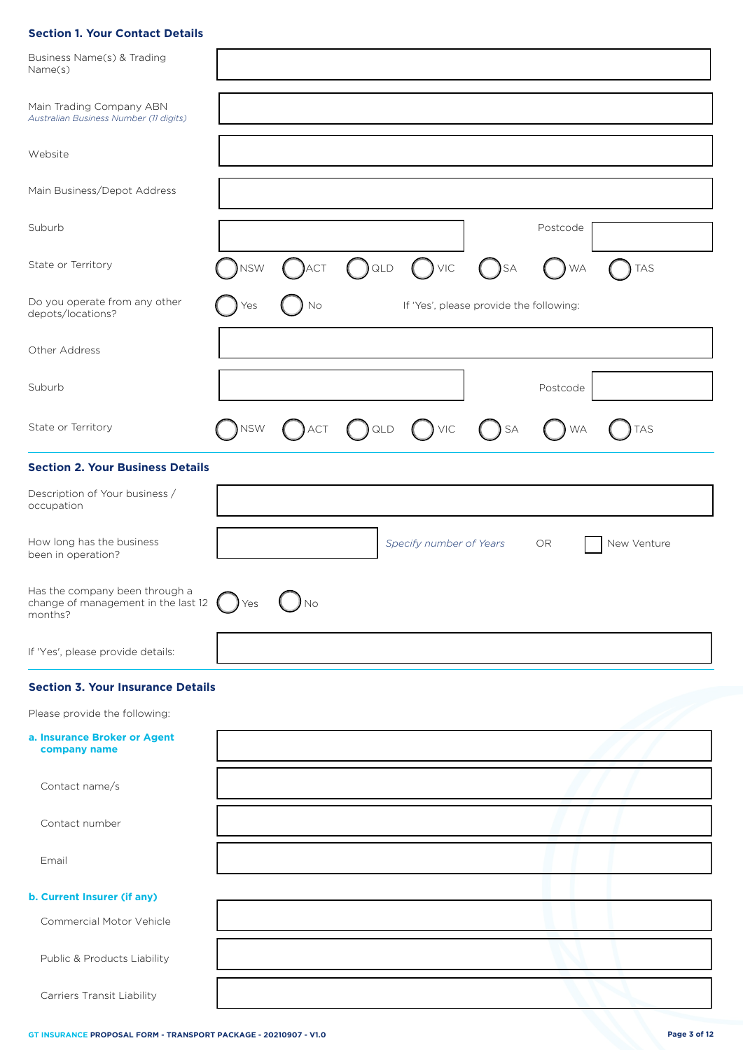### Section 1. Your Contact Details

| | |
|---|---|
| Business Name(s) & Trading Name(s) | |
| Main Trading Company ABN *Australian Business Number (11 digits)* | |
| Website | |
| Main Business/Depot Address | |
| Suburb | Postcode |
| State or Territory | ◯ NSW ◯ ACT ◯ QLD ◯ VIC ◯ SA ◯ WA ◯ TAS |
| Do you operate from any other depots/locations? | ◯ Yes ◯ No — If 'Yes', please provide the following: |
| Other Address | |
| Suburb | Postcode |
| State or Territory | ◯ NSW ◯ ACT ◯ QLD ◯ VIC ◯ SA ◯ WA ◯ TAS |

### Section 2. Your Business Details

| | |
|---|---|
| Description of Your business / occupation | |
| How long has the business been in operation? | *Specify number of Years* OR ☐ New Venture |
| Has the company been through a change of management in the last 12 months? | ◯ Yes ◯ No |
| If 'Yes', please provide details: | |

### Section 3. Your Insurance Details

Please provide the following:

**a. Insurance Broker or Agent company name**

| | |
|---|---|
| Contact name/s | |
| Contact number | |
| Email | |

**b. Current Insurer (if any)**

| | |
|---|---|
| Commercial Motor Vehicle | |
| Public & Products Liability | |
| Carriers Transit Liability | |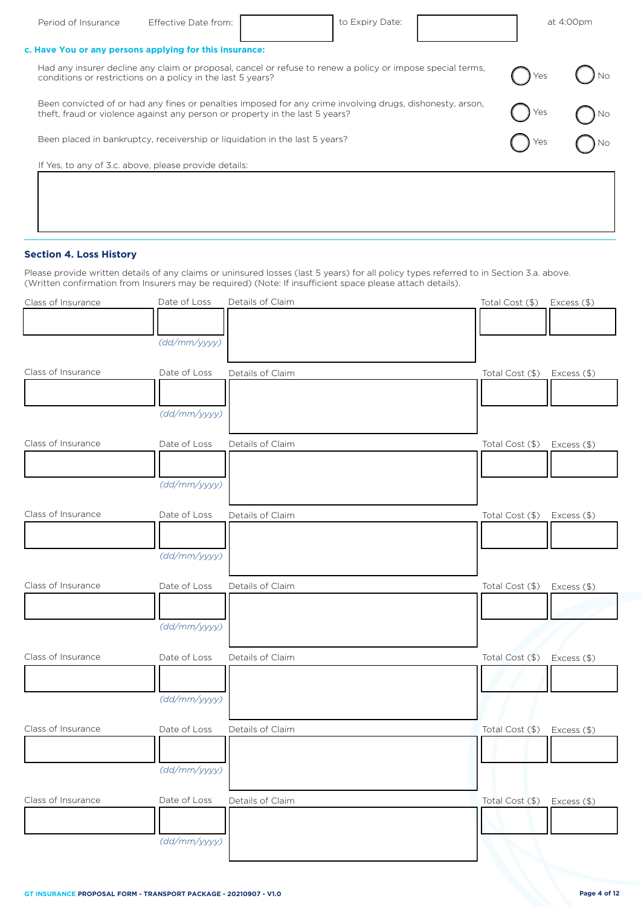| Period of Insurance | Effective Date from: | | to Expiry Date: | | at 4:00pm |
|---|---|---|---|---|---|

**c. Have You or any persons applying for this insurance:**

| | | |
|---|---|---|
| Had any insurer decline any claim or proposal, cancel or refuse to renew a policy or impose special terms, conditions or restrictions on a policy in the last 5 years? | ◯ Yes | ◯ No |
| Been convicted of or had any fines or penalties imposed for any crime involving drugs, dishonesty, arson, theft, fraud or violence against any person or property in the last 5 years? | ◯ Yes | ◯ No |
| Been placed in bankruptcy, receivership or liquidation in the last 5 years? | ◯ Yes | ◯ No |

If Yes, to any of 3.c. above, please provide details:

## Section 4. Loss History

Please provide written details of any claims or uninsured losses (last 5 years) for all policy types referred to in Section 3.a. above. (Written confirmation from Insurers may be required) (Note: If insufficient space please attach details).

| Class of Insurance | Date of Loss | Details of Claim | Total Cost ($) | Excess ($) |
|---|---|---|---|---|
| | *(dd/mm/yyyy)* | | | |
| | *(dd/mm/yyyy)* | | | |
| | *(dd/mm/yyyy)* | | | |
| | *(dd/mm/yyyy)* | | | |
| | *(dd/mm/yyyy)* | | | |
| | *(dd/mm/yyyy)* | | | |
| | *(dd/mm/yyyy)* | | | |
| | *(dd/mm/yyyy)* | | | |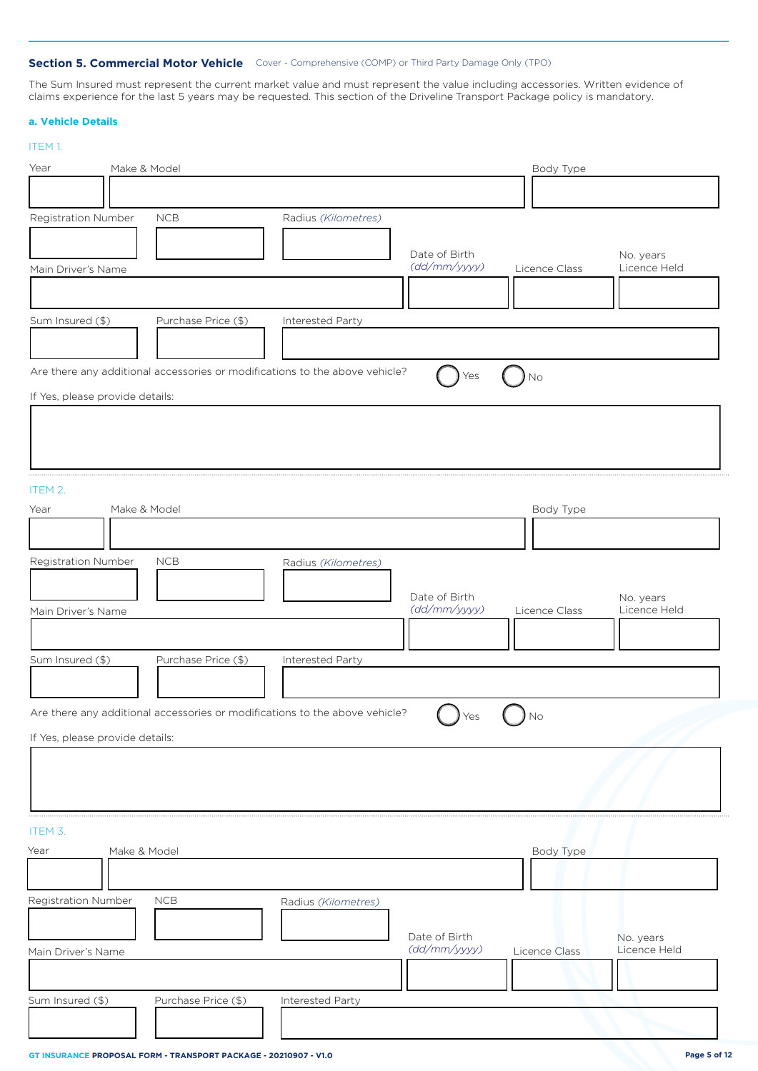## Section 5. Commercial Motor Vehicle

Cover - Comprehensive (COMP) or Third Party Damage Only (TPO)

The Sum Insured must represent the current market value and must represent the value including accessories. Written evidence of claims experience for the last 5 years may be requested. This section of the Driveline Transport Package policy is mandatory.

### a. Vehicle Details

ITEM 1.

| Year | Make & Model | Body Type |
|---|---|---|
| | | |

| Registration Number | NCB | Radius *(Kilometres)* |
|---|---|---|
| | | |

| Main Driver's Name | Date of Birth *(dd/mm/yyyy)* | Licence Class | No. years Licence Held |
|---|---|---|---|
| | | | |

| Sum Insured ($) | Purchase Price ($) | Interested Party |
|---|---|---|
| | | |

Are there any additional accessories or modifications to the above vehicle? ◯ Yes ◯ No

If Yes, please provide details:

ITEM 2.

| Year | Make & Model | Body Type |
|---|---|---|
| | | |

| Registration Number | NCB | Radius *(Kilometres)* |
|---|---|---|
| | | |

| Main Driver's Name | Date of Birth *(dd/mm/yyyy)* | Licence Class | No. years Licence Held |
|---|---|---|---|
| | | | |

| Sum Insured ($) | Purchase Price ($) | Interested Party |
|---|---|---|
| | | |

Are there any additional accessories or modifications to the above vehicle? ◯ Yes ◯ No

If Yes, please provide details:

ITEM 3.

| Year | Make & Model | Body Type |
|---|---|---|
| | | |

| Registration Number | NCB | Radius *(Kilometres)* |
|---|---|---|
| | | |

| Main Driver's Name | Date of Birth *(dd/mm/yyyy)* | Licence Class | No. years Licence Held |
|---|---|---|---|
| | | | |

| Sum Insured ($) | Purchase Price ($) | Interested Party |
|---|---|---|
| | | |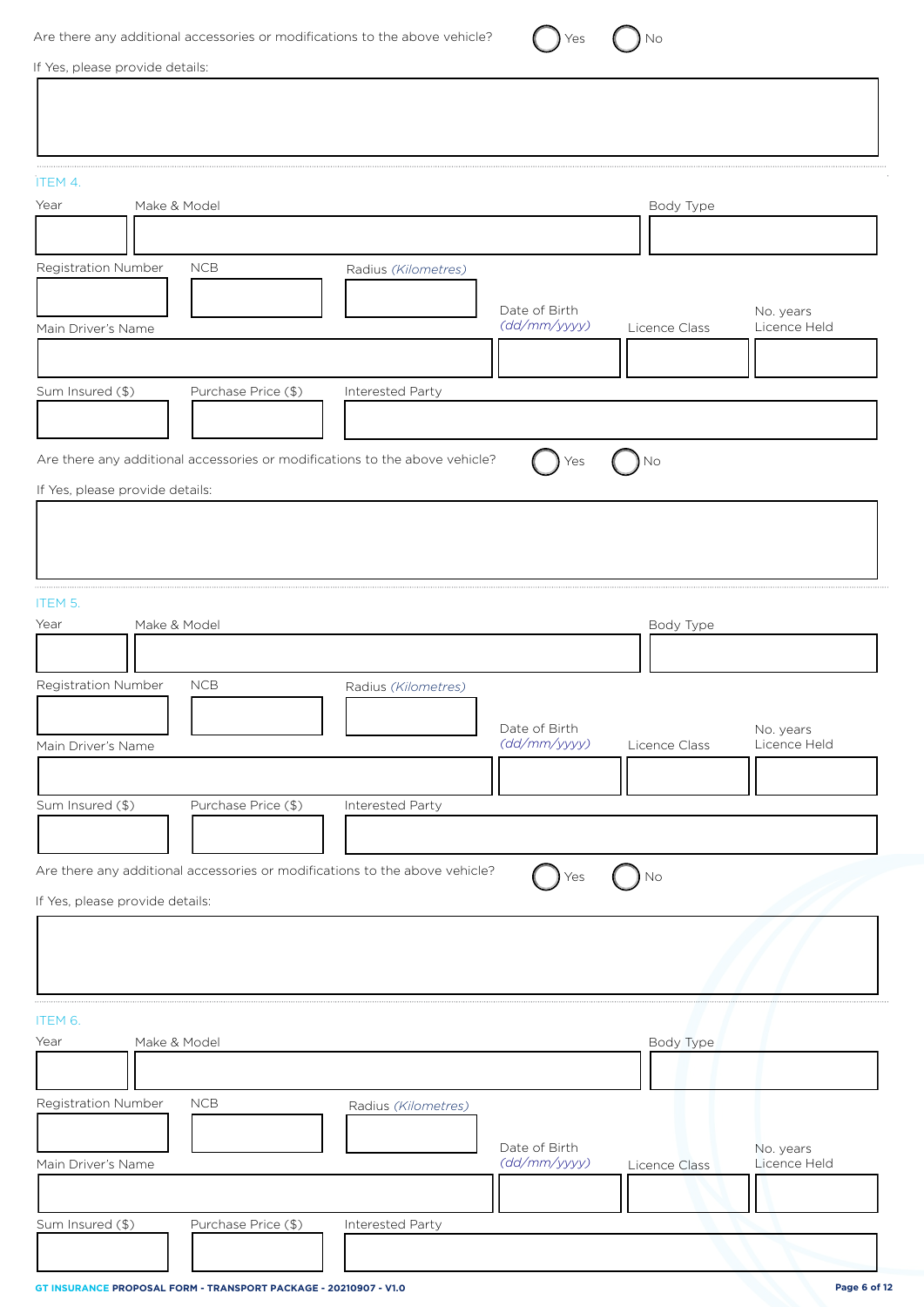Are there any additional accessories or modifications to the above vehicle? ◯ Yes ◯ No

If Yes, please provide details:

&nbsp;

---

## ITEM 4.

| Year | Make & Model | Body Type |
|---|---|---|
| | | |

| Registration Number | NCB | Radius *(Kilometres)* |
|---|---|---|
| | | |

| Main Driver's Name | Date of Birth *(dd/mm/yyyy)* | Licence Class | No. years Licence Held |
|---|---|---|---|
| | | | |

| Sum Insured ($) | Purchase Price ($) | Interested Party |
|---|---|---|
| | | |

Are there any additional accessories or modifications to the above vehicle? ◯ Yes ◯ No

If Yes, please provide details:

&nbsp;

---

## ITEM 5.

| Year | Make & Model | Body Type |
|---|---|---|
| | | |

| Registration Number | NCB | Radius *(Kilometres)* |
|---|---|---|
| | | |

| Main Driver's Name | Date of Birth *(dd/mm/yyyy)* | Licence Class | No. years Licence Held |
|---|---|---|---|
| | | | |

| Sum Insured ($) | Purchase Price ($) | Interested Party |
|---|---|---|
| | | |

Are there any additional accessories or modifications to the above vehicle? ◯ Yes ◯ No

If Yes, please provide details:

&nbsp;

---

## ITEM 6.

| Year | Make & Model | Body Type |
|---|---|---|
| | | |

| Registration Number | NCB | Radius *(Kilometres)* |
|---|---|---|
| | | |

| Main Driver's Name | Date of Birth *(dd/mm/yyyy)* | Licence Class | No. years Licence Held |
|---|---|---|---|
| | | | |

| Sum Insured ($) | Purchase Price ($) | Interested Party |
|---|---|---|
| | | |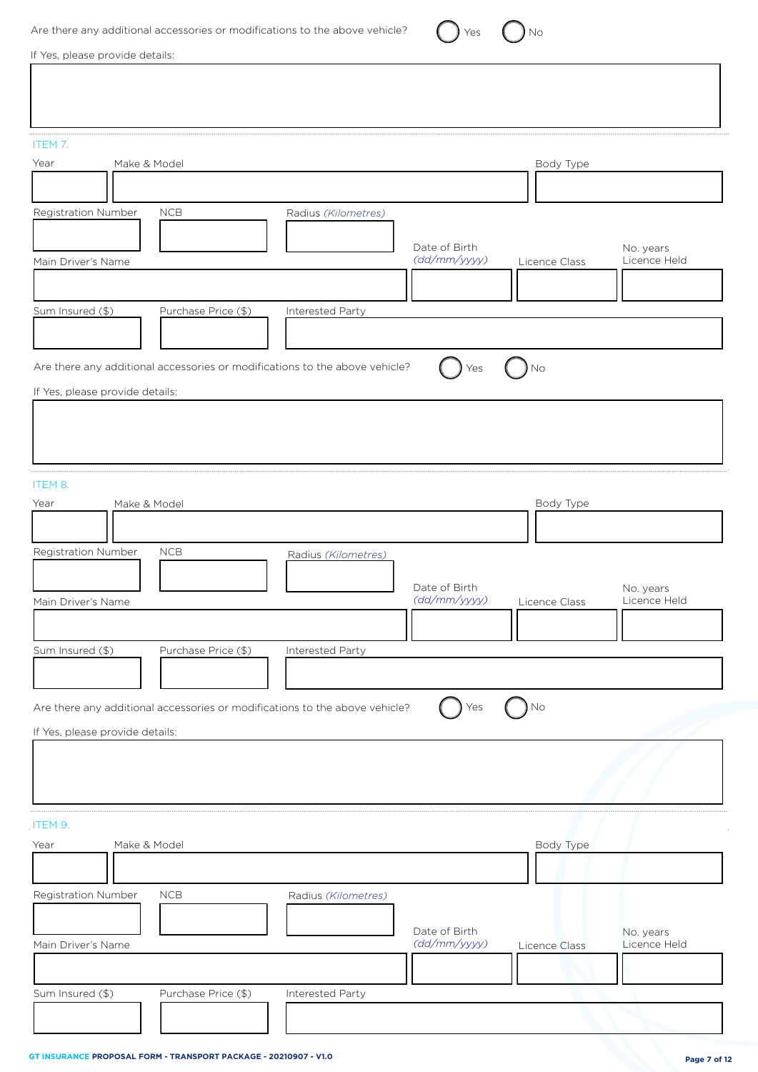Are there any additional accessories or modifications to the above vehicle? ◯ Yes ◯ No

If Yes, please provide details:

|  |
|---|
|  |

ITEM 7.

| Year | Make & Model | Body Type |
|---|---|---|
|  |  |  |

| Registration Number | NCB | Radius *(Kilometres)* |
|---|---|---|
|  |  |  |

| Main Driver's Name | Date of Birth *(dd/mm/yyyy)* | Licence Class | No. years Licence Held |
|---|---|---|---|
|  |  |  |  |

| Sum Insured ($) | Purchase Price ($) | Interested Party |
|---|---|---|
|  |  |  |

Are there any additional accessories or modifications to the above vehicle? ◯ Yes ◯ No

If Yes, please provide details:

|  |
|---|
|  |

ITEM 8.

| Year | Make & Model | Body Type |
|---|---|---|
|  |  |  |

| Registration Number | NCB | Radius *(Kilometres)* |
|---|---|---|
|  |  |  |

| Main Driver's Name | Date of Birth *(dd/mm/yyyy)* | Licence Class | No. years Licence Held |
|---|---|---|---|
|  |  |  |  |

| Sum Insured ($) | Purchase Price ($) | Interested Party |
|---|---|---|
|  |  |  |

Are there any additional accessories or modifications to the above vehicle? ◯ Yes ◯ No

If Yes, please provide details:

|  |
|---|
|  |

ITEM 9.

| Year | Make & Model | Body Type |
|---|---|---|
|  |  |  |

| Registration Number | NCB | Radius *(Kilometres)* |
|---|---|---|
|  |  |  |

| Main Driver's Name | Date of Birth *(dd/mm/yyyy)* | Licence Class | No. years Licence Held |
|---|---|---|---|
|  |  |  |  |

| Sum Insured ($) | Purchase Price ($) | Interested Party |
|---|---|---|
|  |  |  |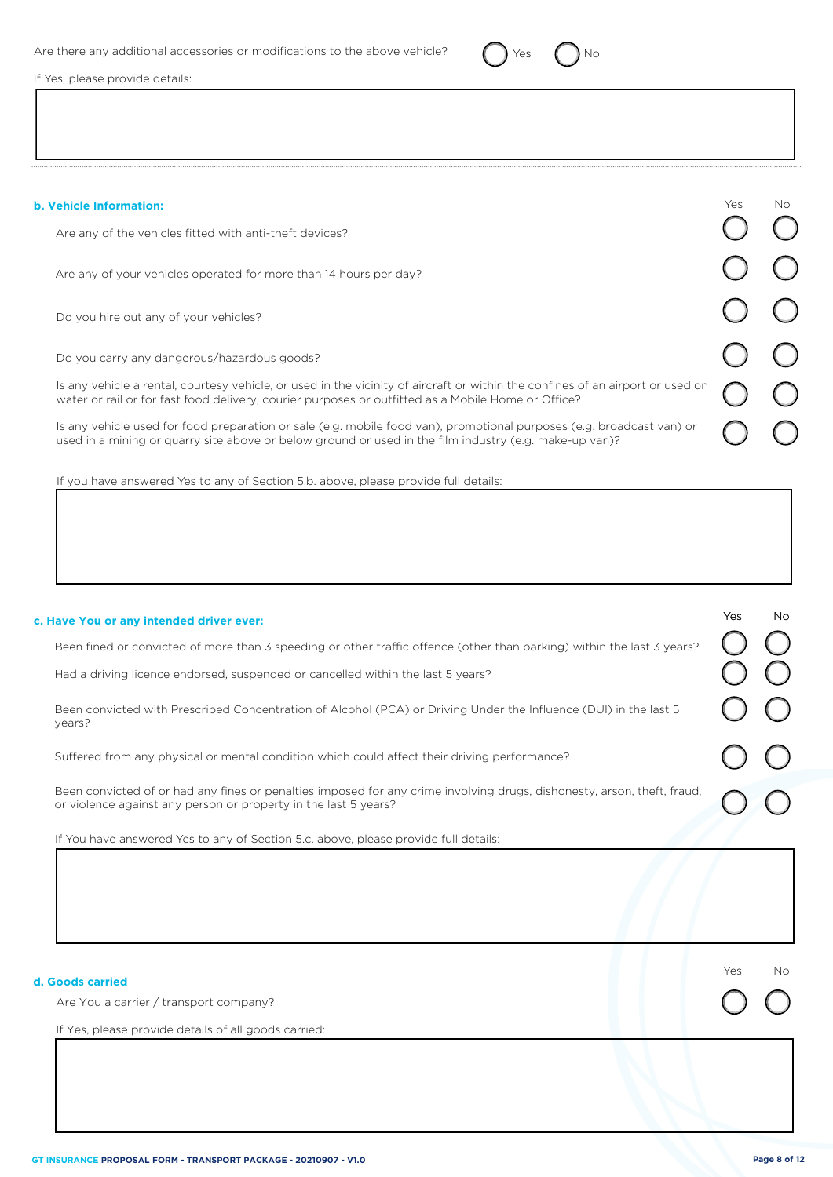Are there any additional accessories or modifications to the above vehicle? ◯ Yes ◯ No

If Yes, please provide details:

---

### b. Vehicle Information:

| | Yes | No |
|---|---|---|
| Are any of the vehicles fitted with anti-theft devices? | ◯ | ◯ |
| Are any of your vehicles operated for more than 14 hours per day? | ◯ | ◯ |
| Do you hire out any of your vehicles? | ◯ | ◯ |
| Do you carry any dangerous/hazardous goods? | ◯ | ◯ |
| Is any vehicle a rental, courtesy vehicle, or used in the vicinity of aircraft or within the confines of an airport or used on water or rail or for fast food delivery, courier purposes or outfitted as a Mobile Home or Office? | ◯ | ◯ |
| Is any vehicle used for food preparation or sale (e.g. mobile food van), promotional purposes (e.g. broadcast van) or used in a mining or quarry site above or below ground or used in the film industry (e.g. make-up van)? | ◯ | ◯ |

If you have answered Yes to any of Section 5.b. above, please provide full details:

### c. Have You or any intended driver ever:

| | Yes | No |
|---|---|---|
| Been fined or convicted of more than 3 speeding or other traffic offence (other than parking) within the last 3 years? | ◯ | ◯ |
| Had a driving licence endorsed, suspended or cancelled within the last 5 years? | ◯ | ◯ |
| Been convicted with Prescribed Concentration of Alcohol (PCA) or Driving Under the Influence (DUI) in the last 5 years? | ◯ | ◯ |
| Suffered from any physical or mental condition which could affect their driving performance? | ◯ | ◯ |
| Been convicted of or had any fines or penalties imposed for any crime involving drugs, dishonesty, arson, theft, fraud, or violence against any person or property in the last 5 years? | ◯ | ◯ |

If You have answered Yes to any of Section 5.c. above, please provide full details:

### d. Goods carried

| | Yes | No |
|---|---|---|
| Are You a carrier / transport company? | ◯ | ◯ |

If Yes, please provide details of all goods carried: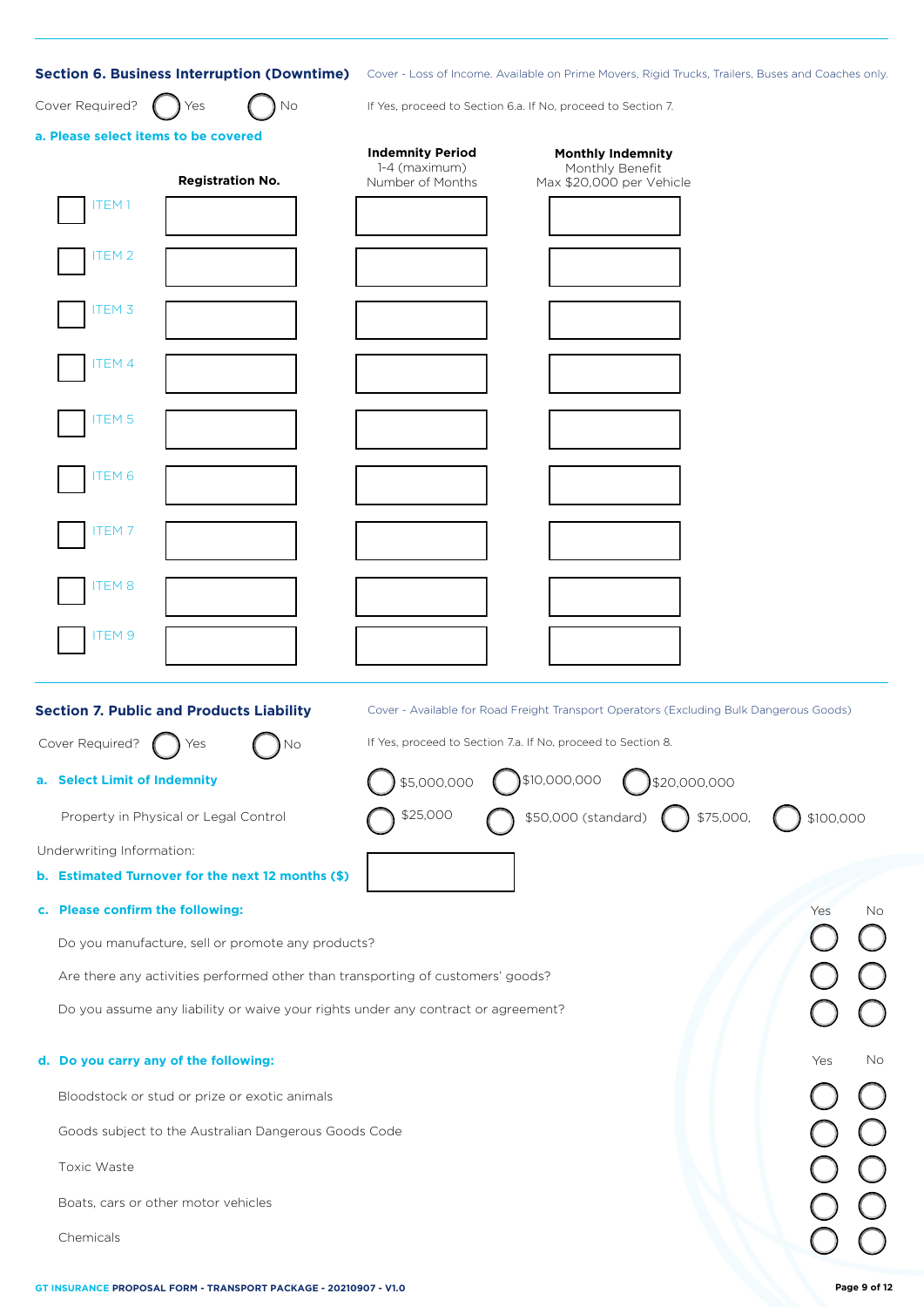## Section 6. Business Interruption (Downtime)

Cover - Loss of Income. Available on Prime Movers, Rigid Trucks, Trailers, Buses and Coaches only.

Cover Required? ◯ Yes ◯ No

If Yes, proceed to Section 6.a. If No, proceed to Section 7.

**a. Please select items to be covered**

| | Registration No. | Indemnity Period 1-4 (maximum) Number of Months | Monthly Indemnity Monthly Benefit Max $20,000 per Vehicle |
|---|---|---|---|
| ☐ ITEM 1 | | | |
| ☐ ITEM 2 | | | |
| ☐ ITEM 3 | | | |
| ☐ ITEM 4 | | | |
| ☐ ITEM 5 | | | |
| ☐ ITEM 6 | | | |
| ☐ ITEM 7 | | | |
| ☐ ITEM 8 | | | |
| ☐ ITEM 9 | | | |

## Section 7. Public and Products Liability

Cover - Available for Road Freight Transport Operators (Excluding Bulk Dangerous Goods)

Cover Required? ◯ Yes ◯ No

If Yes, proceed to Section 7.a. If No, proceed to Section 8.

**a. Select Limit of Indemnity** ◯ $5,000,000 ◯ $10,000,000 ◯ $20,000,000

Property in Physical or Legal Control ◯ $25,000 ◯ $50,000 (standard) ◯ $75,000, ◯ $100,000

Underwriting Information:

**b. Estimated Turnover for the next 12 months ($)** ____________

**c. Please confirm the following:**

| | Yes | No |
|---|---|---|
| Do you manufacture, sell or promote any products? | ◯ | ◯ |
| Are there any activities performed other than transporting of customers' goods? | ◯ | ◯ |
| Do you assume any liability or waive your rights under any contract or agreement? | ◯ | ◯ |

**d. Do you carry any of the following:**

| | Yes | No |
|---|---|---|
| Bloodstock or stud or prize or exotic animals | ◯ | ◯ |
| Goods subject to the Australian Dangerous Goods Code | ◯ | ◯ |
| Toxic Waste | ◯ | ◯ |
| Boats, cars or other motor vehicles | ◯ | ◯ |
| Chemicals | ◯ | ◯ |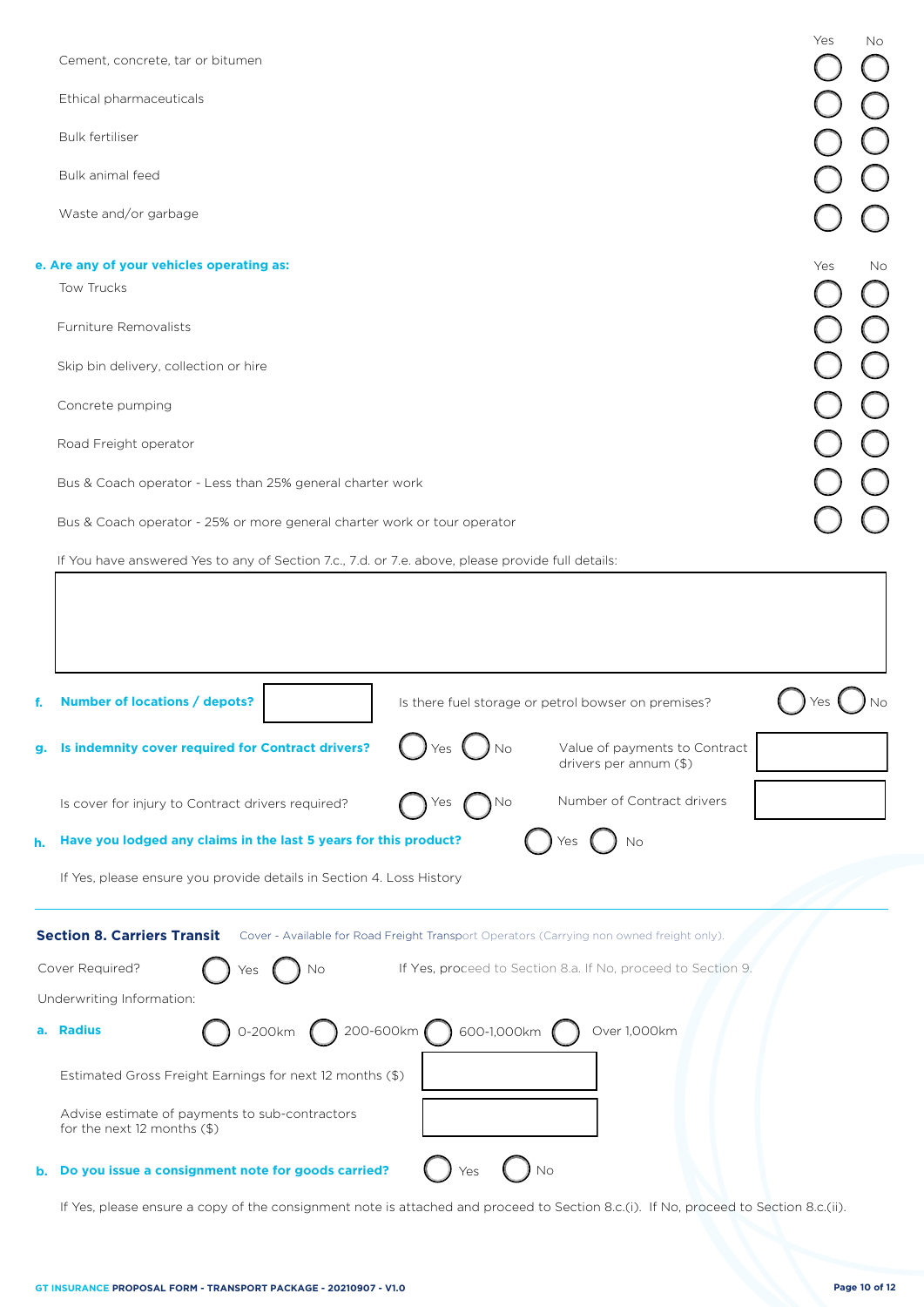| | Yes | No |
|---|---|---|
| Cement, concrete, tar or bitumen | ◯ | ◯ |
| Ethical pharmaceuticals | ◯ | ◯ |
| Bulk fertiliser | ◯ | ◯ |
| Bulk animal feed | ◯ | ◯ |
| Waste and/or garbage | ◯ | ◯ |

**e. Are any of your vehicles operating as:**

| | Yes | No |
|---|---|---|
| Tow Trucks | ◯ | ◯ |
| Furniture Removalists | ◯ | ◯ |
| Skip bin delivery, collection or hire | ◯ | ◯ |
| Concrete pumping | ◯ | ◯ |
| Road Freight operator | ◯ | ◯ |
| Bus & Coach operator - Less than 25% general charter work | ◯ | ◯ |
| Bus & Coach operator - 25% or more general charter work or tour operator | ◯ | ◯ |

If You have answered Yes to any of Section 7.c., 7.d. or 7.e. above, please provide full details:

[ ]

**f. Number of locations / depots?** [ ]  Is there fuel storage or petrol bowser on premises? ◯ Yes ◯ No

**g. Is indemnity cover required for Contract drivers?** ◯ Yes ◯ No  Value of payments to Contract drivers per annum ($) [ ]

Is cover for injury to Contract drivers required? ◯ Yes ◯ No  Number of Contract drivers [ ]

**h. Have you lodged any claims in the last 5 years for this product?** ◯ Yes ◯ No

If Yes, please ensure you provide details in Section 4. Loss History

## Section 8. Carriers Transit

Cover - Available for Road Freight Transport Operators (Carrying non owned freight only).

Cover Required? ◯ Yes ◯ No  If Yes, proceed to Section 8.a. If No, proceed to Section 9.

Underwriting Information:

**a. Radius** ◯ 0-200km ◯ 200-600km ◯ 600-1,000km ◯ Over 1,000km

Estimated Gross Freight Earnings for next 12 months ($) [ ]

Advise estimate of payments to sub-contractors for the next 12 months ($) [ ]

**b. Do you issue a consignment note for goods carried?** ◯ Yes ◯ No

If Yes, please ensure a copy of the consignment note is attached and proceed to Section 8.c.(i). If No, proceed to Section 8.c.(ii).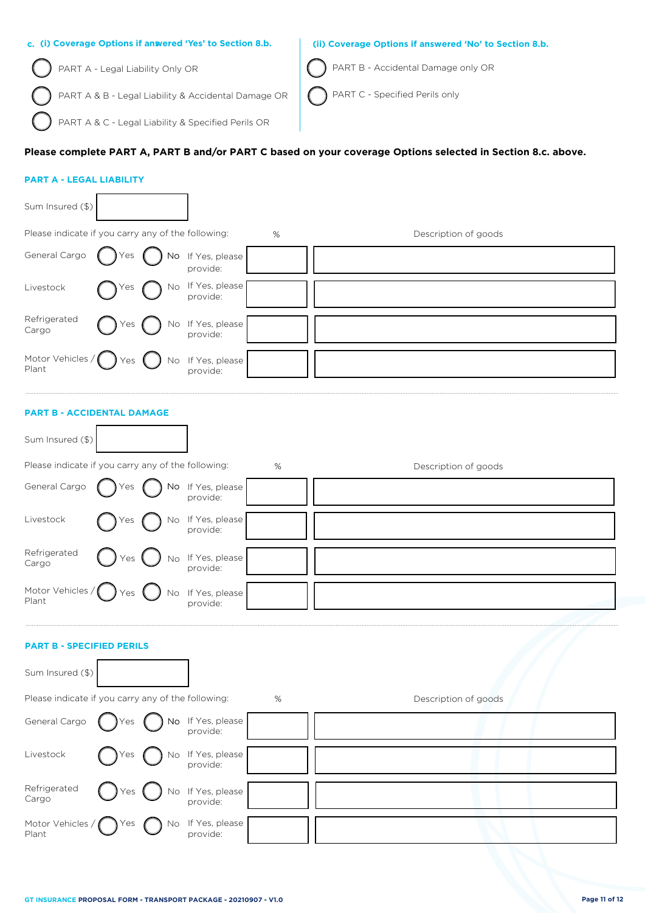c. (i) Coverage Options if answered 'Yes' to Section 8.b.

- ◯ PART A - Legal Liability Only OR
- ◯ PART A & B - Legal Liability & Accidental Damage OR
- ◯ PART A & C - Legal Liability & Specified Perils OR

(ii) Coverage Options if answered 'No' to Section 8.b.

- ◯ PART B - Accidental Damage only OR
- ◯ PART C - Specified Perils only

**Please complete PART A, PART B and/or PART C based on your coverage Options selected in Section 8.c. above.**

## PART A - LEGAL LIABILITY

Sum Insured ($) ____________

Please indicate if you carry any of the following:

| | | | | % | Description of goods |
|---|---|---|---|---|---|
| General Cargo | ◯ Yes | ◯ No | If Yes, please provide: | | |
| Livestock | ◯ Yes | ◯ No | If Yes, please provide: | | |
| Refrigerated Cargo | ◯ Yes | ◯ No | If Yes, please provide: | | |
| Motor Vehicles / Plant | ◯ Yes | ◯ No | If Yes, please provide: | | |

## PART B - ACCIDENTAL DAMAGE

Sum Insured ($) ____________

Please indicate if you carry any of the following:

| | | | | % | Description of goods |
|---|---|---|---|---|---|
| General Cargo | ◯ Yes | ◯ No | If Yes, please provide: | | |
| Livestock | ◯ Yes | ◯ No | If Yes, please provide: | | |
| Refrigerated Cargo | ◯ Yes | ◯ No | If Yes, please provide: | | |
| Motor Vehicles / Plant | ◯ Yes | ◯ No | If Yes, please provide: | | |

## PART B - SPECIFIED PERILS

Sum Insured ($) ____________

Please indicate if you carry any of the following:

| | | | | % | Description of goods |
|---|---|---|---|---|---|
| General Cargo | ◯ Yes | ◯ No | If Yes, please provide: | | |
| Livestock | ◯ Yes | ◯ No | If Yes, please provide: | | |
| Refrigerated Cargo | ◯ Yes | ◯ No | If Yes, please provide: | | |
| Motor Vehicles / Plant | ◯ Yes | ◯ No | If Yes, please provide: | | |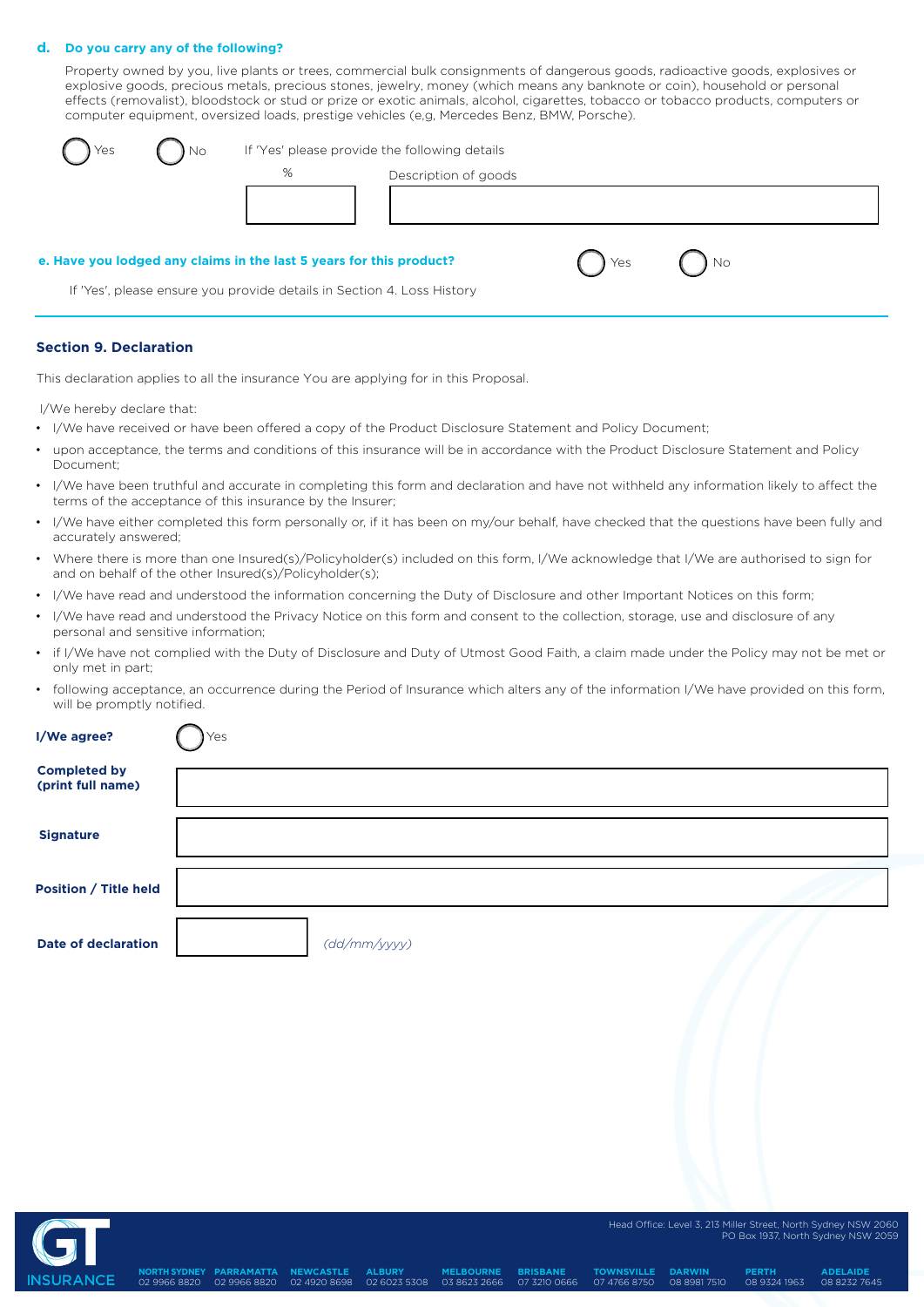**d. Do you carry any of the following?**

Property owned by you, live plants or trees, commercial bulk consignments of dangerous goods, radioactive goods, explosives or explosive goods, precious metals, precious stones, jewelry, money (which means any banknote or coin), household or personal effects (removalist), bloodstock or stud or prize or exotic animals, alcohol, cigarettes, tobacco or tobacco products, computers or computer equipment, oversized loads, prestige vehicles (e,g, Mercedes Benz, BMW, Porsche).

◯ Yes ◯ No If 'Yes' please provide the following details

| % | Description of goods |
| --- | --- |
| | |

**e. Have you lodged any claims in the last 5 years for this product?** ◯ Yes ◯ No

If 'Yes', please ensure you provide details in Section 4. Loss History

## Section 9. Declaration

This declaration applies to all the insurance You are applying for in this Proposal.

I/We hereby declare that:

- I/We have received or have been offered a copy of the Product Disclosure Statement and Policy Document;
- upon acceptance, the terms and conditions of this insurance will be in accordance with the Product Disclosure Statement and Policy Document;
- I/We have been truthful and accurate in completing this form and declaration and have not withheld any information likely to affect the terms of the acceptance of this insurance by the Insurer;
- I/We have either completed this form personally or, if it has been on my/our behalf, have checked that the questions have been fully and accurately answered;
- Where there is more than one Insured(s)/Policyholder(s) included on this form, I/We acknowledge that I/We are authorised to sign for and on behalf of the other Insured(s)/Policyholder(s);
- I/We have read and understood the information concerning the Duty of Disclosure and other Important Notices on this form;
- I/We have read and understood the Privacy Notice on this form and consent to the collection, storage, use and disclosure of any personal and sensitive information;
- if I/We have not complied with the Duty of Disclosure and Duty of Utmost Good Faith, a claim made under the Policy may not be met or only met in part;
- following acceptance, an occurrence during the Period of Insurance which alters any of the information I/We have provided on this form, will be promptly notified.

**I/We agree?** ◯ Yes

| | |
| --- | --- |
| **Completed by (print full name)** | |
| **Signature** | |
| **Position / Title held** | |
| **Date of declaration** | *(dd/mm/yyyy)* |

GT INSURANCE

Head Office: Level 3, 213 Miller Street, North Sydney NSW 2060
PO Box 1937, North Sydney NSW 2059

| NORTH SYDNEY | PARRAMATTA | NEWCASTLE | ALBURY | MELBOURNE | BRISBANE | TOWNSVILLE | DARWIN | PERTH | ADELAIDE |
| --- | --- | --- | --- | --- | --- | --- | --- | --- | --- |
| 02 9966 8820 | 02 9966 8820 | 02 4920 8698 | 02 6023 5308 | 03 8623 2666 | 07 3210 0666 | 07 4766 8750 | 08 8981 7510 | 08 9324 1963 | 08 8232 7645 |